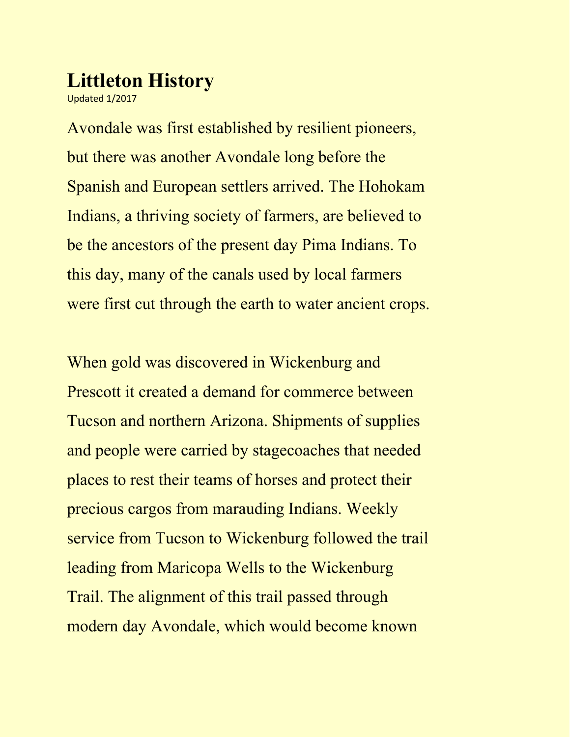# Littleton History

Updated 1/2017

Avondale was first established by resilient pioneers, but there was another Avondale long before the Spanish and European settlers arrived. The Hohokam Indians, a thriving society of farmers, are believed to be the ancestors of the present day Pima Indians. To this day, many of the canals used by local farmers were first cut through the earth to water ancient crops.

When gold was discovered in Wickenburg and Prescott it created a demand for commerce between Tucson and northern Arizona. Shipments of supplies and people were carried by stagecoaches that needed places to rest their teams of horses and protect their precious cargos from marauding Indians. Weekly service from Tucson to Wickenburg followed the trail leading from Maricopa Wells to the Wickenburg Trail. The alignment of this trail passed through modern day Avondale, which would become known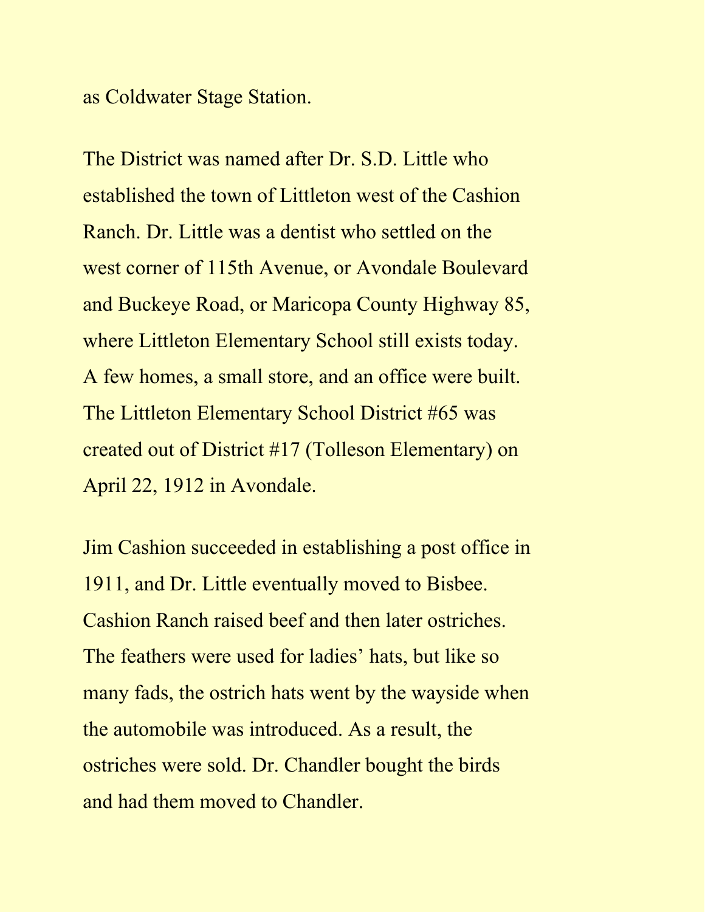as Coldwater Stage Station.

The District was named after Dr. S.D. Little who established the town of Littleton west of the Cashion Ranch. Dr. Little was a dentist who settled on the west corner of 115th Avenue, or Avondale Boulevard and Buckeye Road, or Maricopa County Highway 85, where Littleton Elementary School still exists today. A few homes, a small store, and an office were built. The Littleton Elementary School District #65 was created out of District #17 (Tolleson Elementary) on April 22, 1912 in Avondale.

Jim Cashion succeeded in establishing a post office in 1911, and Dr. Little eventually moved to Bisbee. Cashion Ranch raised beef and then later ostriches. The feathers were used for ladies' hats, but like so many fads, the ostrich hats went by the wayside when the automobile was introduced. As a result, the ostriches were sold. Dr. Chandler bought the birds and had them moved to Chandler.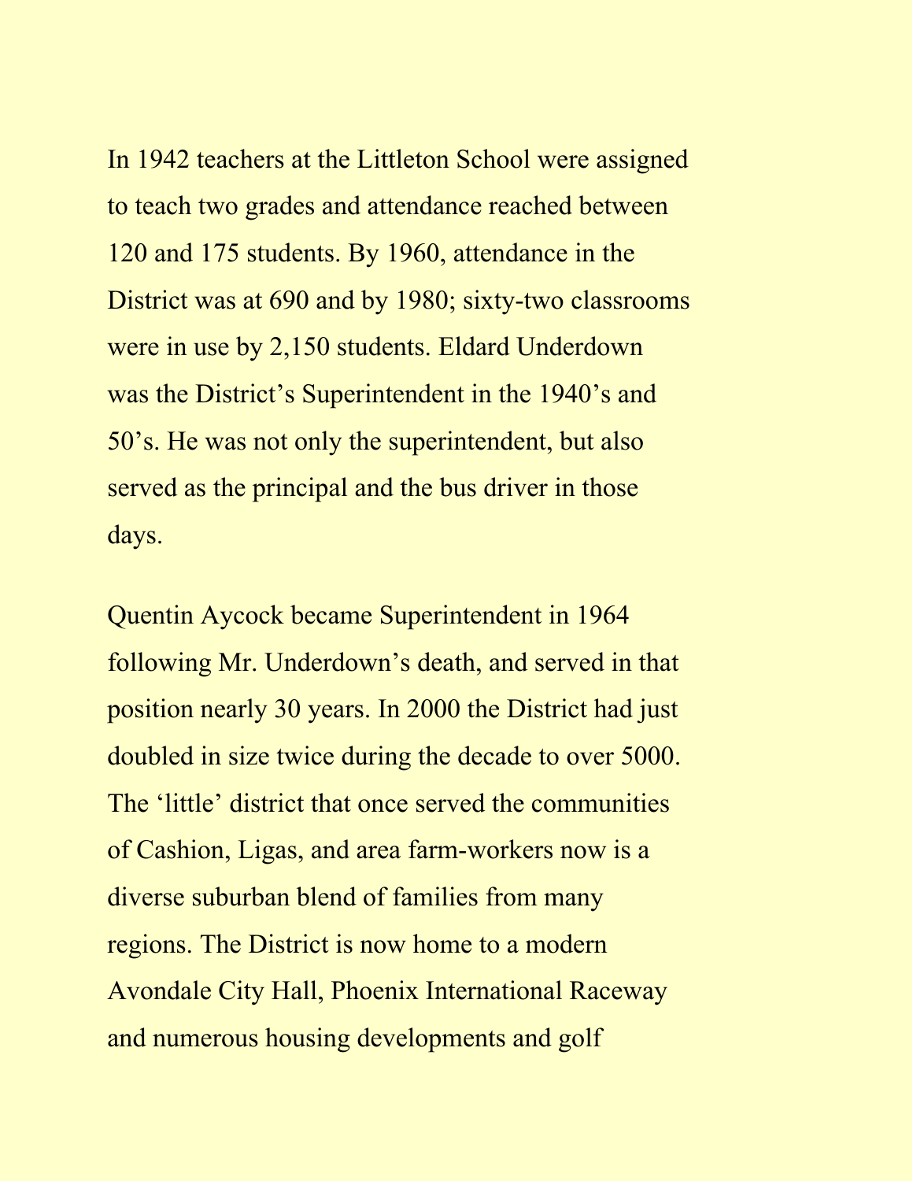In 1942 teachers at the Littleton School were assigned to teach two grades and attendance reached between 120 and 175 students. By 1960, attendance in the District was at 690 and by 1980; sixty-two classrooms were in use by 2,150 students. Eldard Underdown was the District's Superintendent in the 1940's and 50's. He was not only the superintendent, but also served as the principal and the bus driver in those days.

Quentin Aycock became Superintendent in 1964 following Mr. Underdown's death, and served in that position nearly 30 years. In 2000 the District had just doubled in size twice during the decade to over 5000. The 'little' district that once served the communities of Cashion, Ligas, and area farm-workers now is a diverse suburban blend of families from many regions. The District is now home to a modern Avondale City Hall, Phoenix International Raceway and numerous housing developments and golf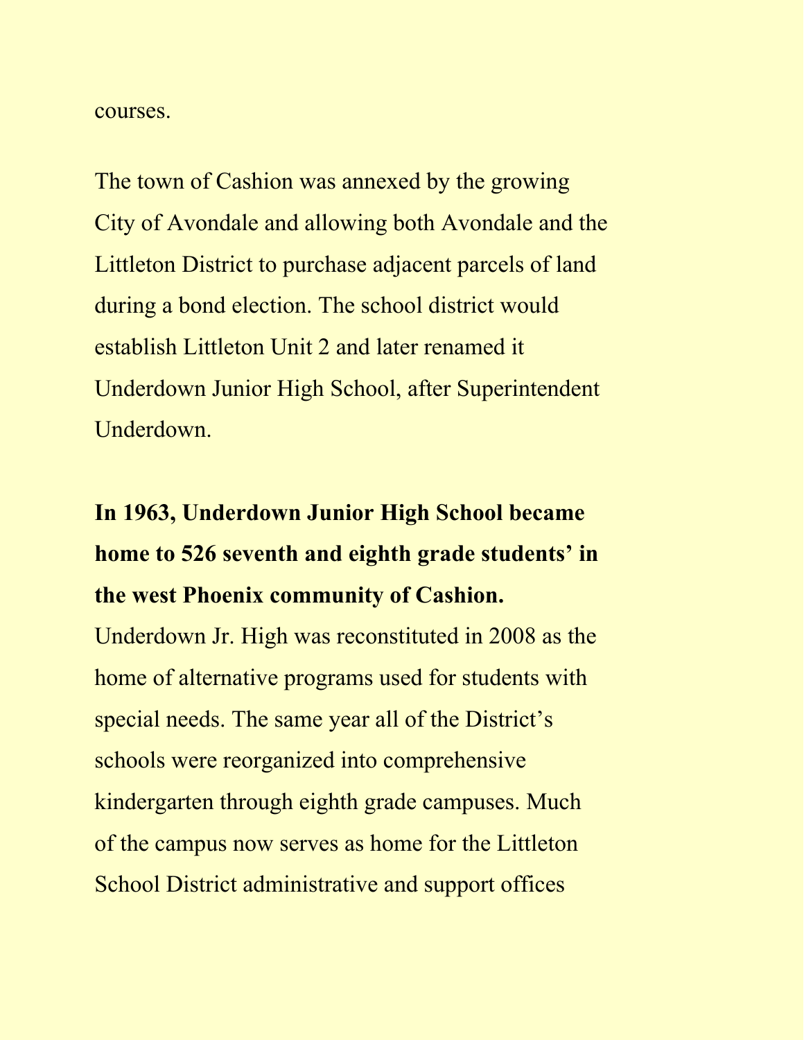courses.

The town of Cashion was annexed by the growing City of Avondale and allowing both Avondale and the Littleton District to purchase adjacent parcels of land during a bond election. The school district would establish Littleton Unit 2 and later renamed it Underdown Junior High School, after Superintendent Underdown.

**In 1963, Underdown Junior High School became home to 526 seventh and eighth grade students' in the west Phoenix community of Cashion.**
Underdown Jr. High was reconstituted in 2008 as the home of alternative programs used for students with special needs. The same year all of the District's schools were reorganized into comprehensive kindergarten through eighth grade campuses. Much of the campus now serves as home for the Littleton School District administrative and support offices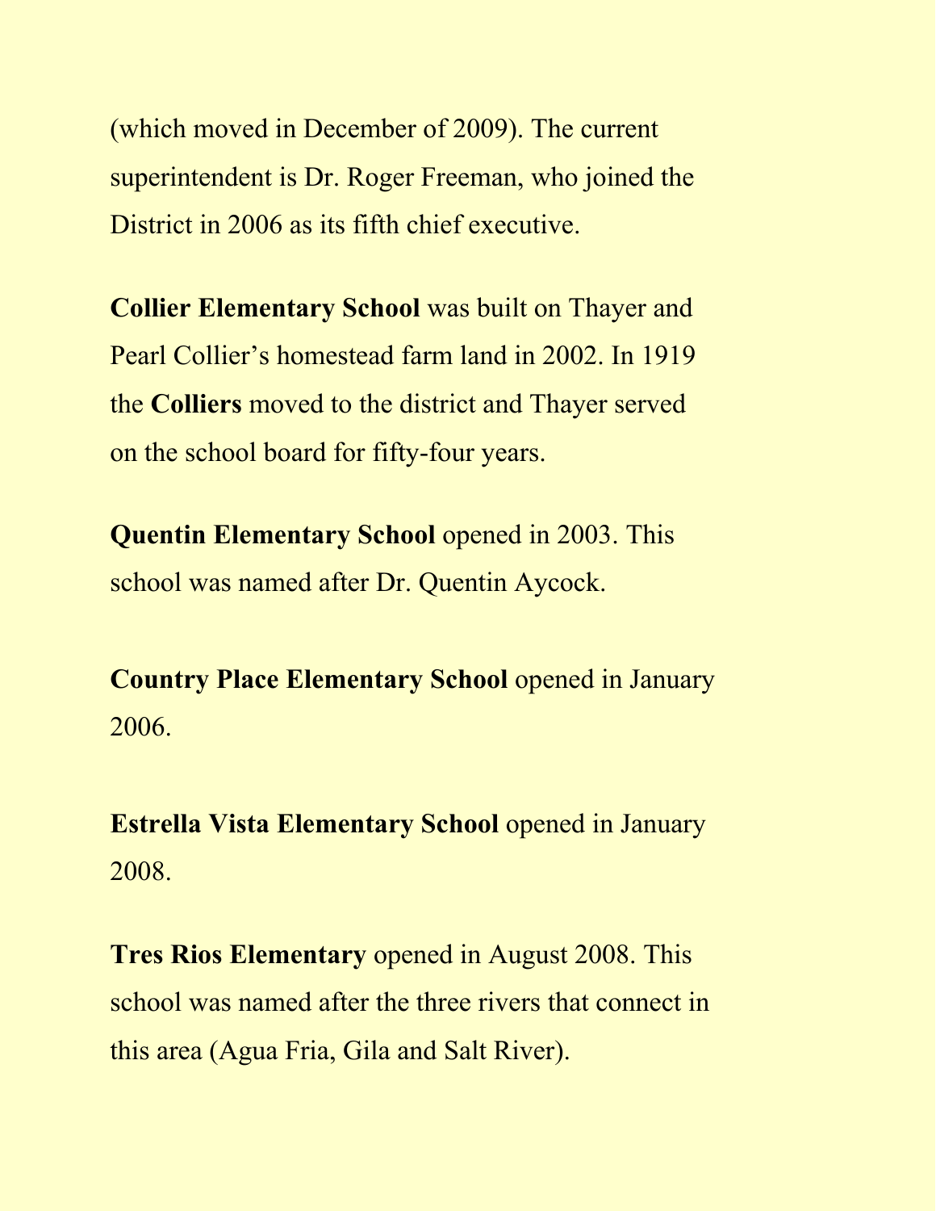(which moved in December of 2009). The current superintendent is Dr. Roger Freeman, who joined the District in 2006 as its fifth chief executive.

**Collier Elementary School** was built on Thayer and Pearl Collier's homestead farm land in 2002. In 1919 the **Colliers** moved to the district and Thayer served on the school board for fifty-four years.

**Quentin Elementary School** opened in 2003. This school was named after Dr. Quentin Aycock.

**Country Place Elementary School** opened in January 2006.

**Estrella Vista Elementary School** opened in January 2008.

**Tres Rios Elementary** opened in August 2008. This school was named after the three rivers that connect in this area (Agua Fria, Gila and Salt River).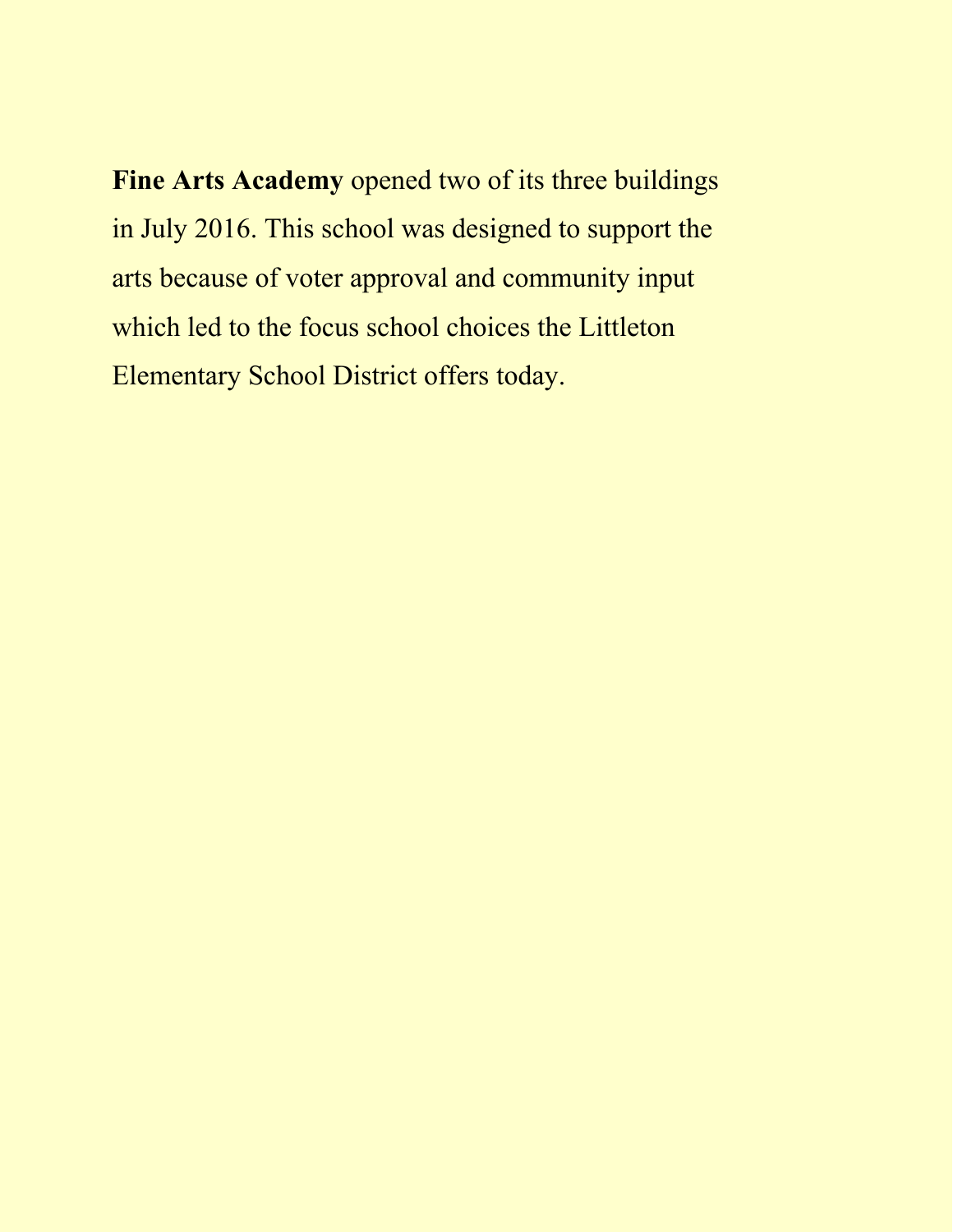**Fine Arts Academy** opened two of its three buildings in July 2016. This school was designed to support the arts because of voter approval and community input which led to the focus school choices the Littleton Elementary School District offers today.